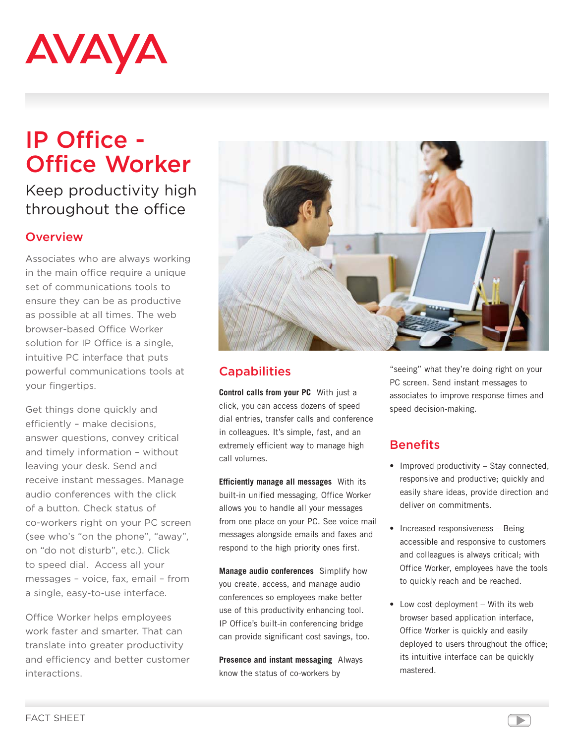AVAYA

# IP Office - Office Worker

## Keep productivity high throughout the office

### Overview

Associates who are always working in the main office require a unique set of communications tools to ensure they can be as productive as possible at all times. The web browser-based Office Worker solution for IP Office is a single, intuitive PC interface that puts powerful communications tools at your fingertips.

Get things done quickly and efficiently – make decisions, answer questions, convey critical and timely information – without leaving your desk. Send and receive instant messages. Manage audio conferences with the click of a button. Check status of co-workers right on your PC screen (see who's "on the phone", "away", on "do not disturb", etc.). Click to speed dial. Access all your messages – voice, fax, email – from a single, easy-to-use interface.

Office Worker helps employees work faster and smarter. That can translate into greater productivity and efficiency and better customer interactions.

### Capabilities

**Control calls from your PC** With just a click, you can access dozens of speed dial entries, transfer calls and conference in colleagues. It's simple, fast, and an extremely efficient way to manage high call volumes.

**Efficiently manage all messages** With its built-in unified messaging, Office Worker allows you to handle all your messages from one place on your PC. See voice mail messages alongside emails and faxes and respond to the high priority ones first.

**Manage audio conferences** Simplify how you create, access, and manage audio conferences so employees make better use of this productivity enhancing tool. IP Office's built-in conferencing bridge can provide significant cost savings, too.

**Presence and instant messaging** Always know the status of co-workers by "seeing" what they're doing right on your PC screen. Send instant messages to associates to improve response times and speed decision-making.

### Benefits

- Improved productivity – Stay connected, responsive and productive; quickly and easily share ideas, provide direction and deliver on commitments.
- Increased responsiveness – Being accessible and responsive to customers and colleagues is always critical; with Office Worker, employees have the tools to quickly reach and be reached.
- Low cost deployment – With its web browser based application interface, Office Worker is quickly and easily deployed to users throughout the office; its intuitive interface can be quickly mastered.

FACT SHEET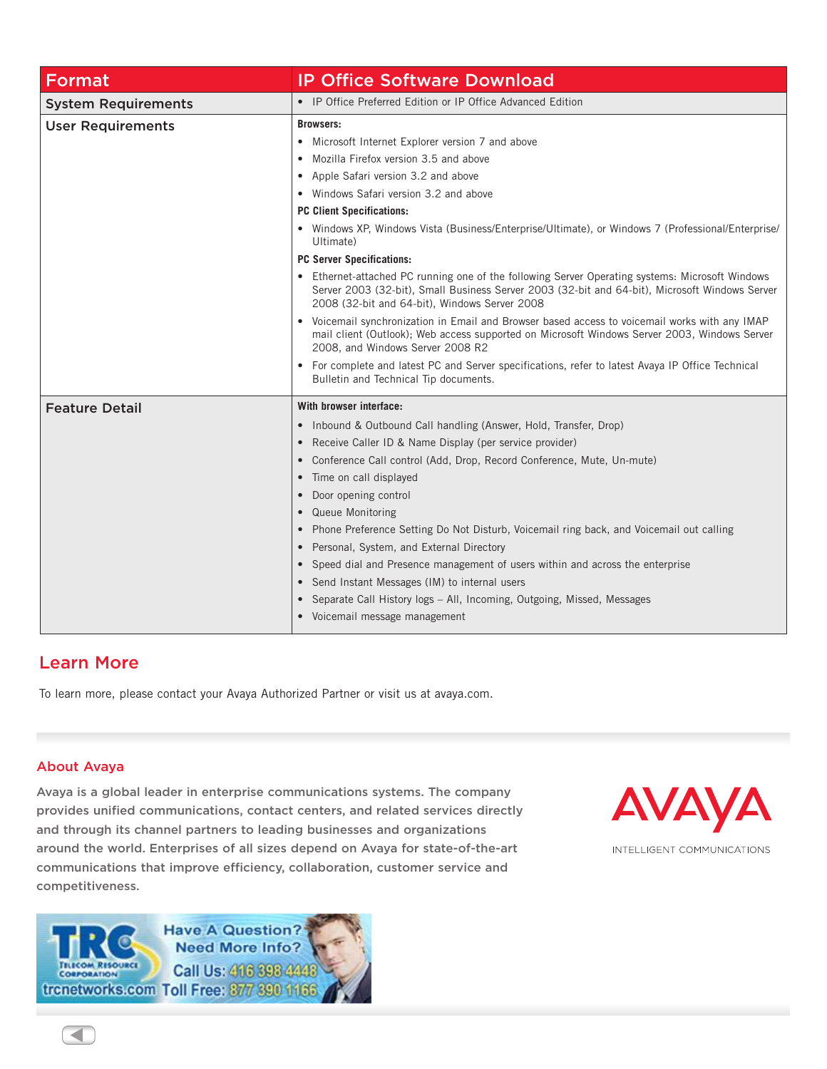| Format | IP Office Software Download |
|---|---|
| System Requirements | • IP Office Preferred Edition or IP Office Advanced Edition |
| User Requirements | **Browsers:**<br>• Microsoft Internet Explorer version 7 and above<br>• Mozilla Firefox version 3.5 and above<br>• Apple Safari version 3.2 and above<br>• Windows Safari version 3.2 and above<br>**PC Client Specifications:**<br>• Windows XP, Windows Vista (Business/Enterprise/Ultimate), or Windows 7 (Professional/Enterprise/Ultimate)<br>**PC Server Specifications:**<br>• Ethernet-attached PC running one of the following Server Operating systems: Microsoft Windows Server 2003 (32-bit), Small Business Server 2003 (32-bit and 64-bit), Microsoft Windows Server 2008 (32-bit and 64-bit), Windows Server 2008<br>• Voicemail synchronization in Email and Browser based access to voicemail works with any IMAP mail client (Outlook); Web access supported on Microsoft Windows Server 2003, Windows Server 2008, and Windows Server 2008 R2<br>• For complete and latest PC and Server specifications, refer to latest Avaya IP Office Technical Bulletin and Technical Tip documents. |
| Feature Detail | **With browser interface:**<br>• Inbound & Outbound Call handling (Answer, Hold, Transfer, Drop)<br>• Receive Caller ID & Name Display (per service provider)<br>• Conference Call control (Add, Drop, Record Conference, Mute, Un-mute)<br>• Time on call displayed<br>• Door opening control<br>• Queue Monitoring<br>• Phone Preference Setting Do Not Disturb, Voicemail ring back, and Voicemail out calling<br>• Personal, System, and External Directory<br>• Speed dial and Presence management of users within and across the enterprise<br>• Send Instant Messages (IM) to internal users<br>• Separate Call History logs – All, Incoming, Outgoing, Missed, Messages<br>• Voicemail message management |

## Learn More

To learn more, please contact your Avaya Authorized Partner or visit us at avaya.com.

### About Avaya

Avaya is a global leader in enterprise communications systems. The company provides unified communications, contact centers, and related services directly and through its channel partners to leading businesses and organizations around the world. Enterprises of all sizes depend on Avaya for state-of-the-art communications that improve efficiency, collaboration, customer service and competitiveness.

AVAYA
INTELLIGENT COMMUNICATIONS

TRC Telecom Resource Corporation
Have A Question? Need More Info?
Call Us: 416 398 4448
trcnetworks.com Toll Free: 877 390 1166